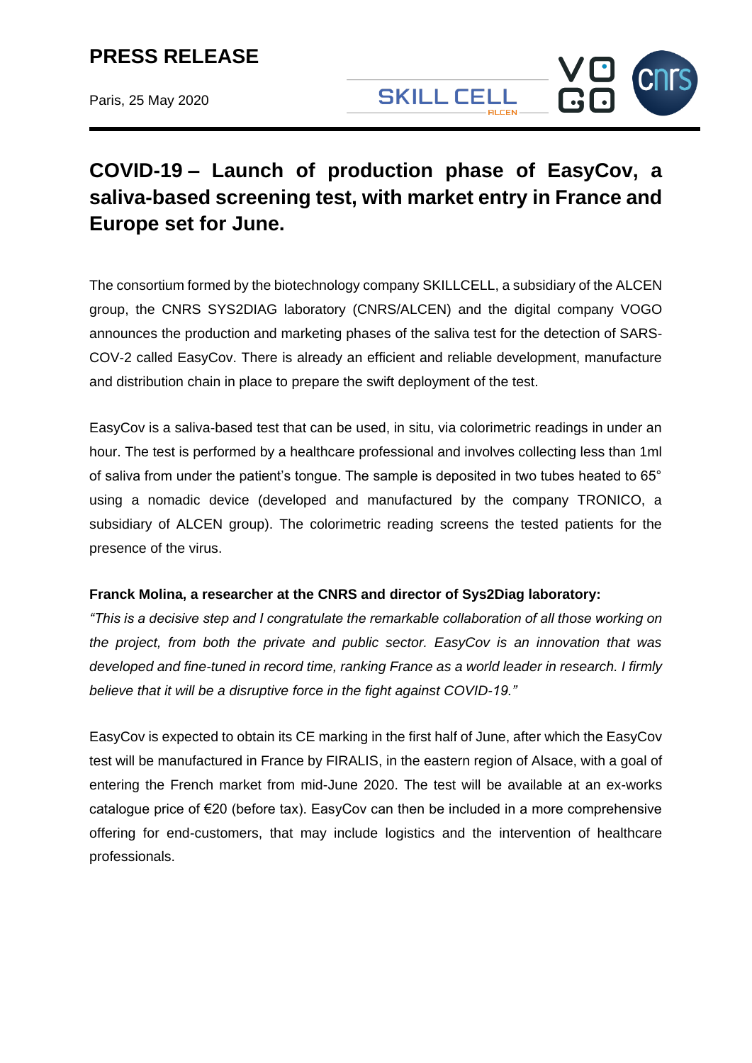# PRESS RELEASE

Paris, 25 May 2020

## COVID-19 – Launch of production phase of EasyCov, a saliva-based screening test, with market entry in France and Europe set for June.

The consortium formed by the biotechnology company SKILLCELL, a subsidiary of the ALCEN group, the CNRS SYS2DIAG laboratory (CNRS/ALCEN) and the digital company VOGO announces the production and marketing phases of the saliva test for the detection of SARS-COV-2 called EasyCov. There is already an efficient and reliable development, manufacture and distribution chain in place to prepare the swift deployment of the test.

EasyCov is a saliva-based test that can be used, in situ, via colorimetric readings in under an hour. The test is performed by a healthcare professional and involves collecting less than 1ml of saliva from under the patient's tongue. The sample is deposited in two tubes heated to 65° using a nomadic device (developed and manufactured by the company TRONICO, a subsidiary of ALCEN group). The colorimetric reading screens the tested patients for the presence of the virus.

**Franck Molina, a researcher at the CNRS and director of Sys2Diag laboratory:**
*"This is a decisive step and I congratulate the remarkable collaboration of all those working on the project, from both the private and public sector. EasyCov is an innovation that was developed and fine-tuned in record time, ranking France as a world leader in research. I firmly believe that it will be a disruptive force in the fight against COVID-19."*

EasyCov is expected to obtain its CE marking in the first half of June, after which the EasyCov test will be manufactured in France by FIRALIS, in the eastern region of Alsace, with a goal of entering the French market from mid-June 2020. The test will be available at an ex-works catalogue price of €20 (before tax). EasyCov can then be included in a more comprehensive offering for end-customers, that may include logistics and the intervention of healthcare professionals.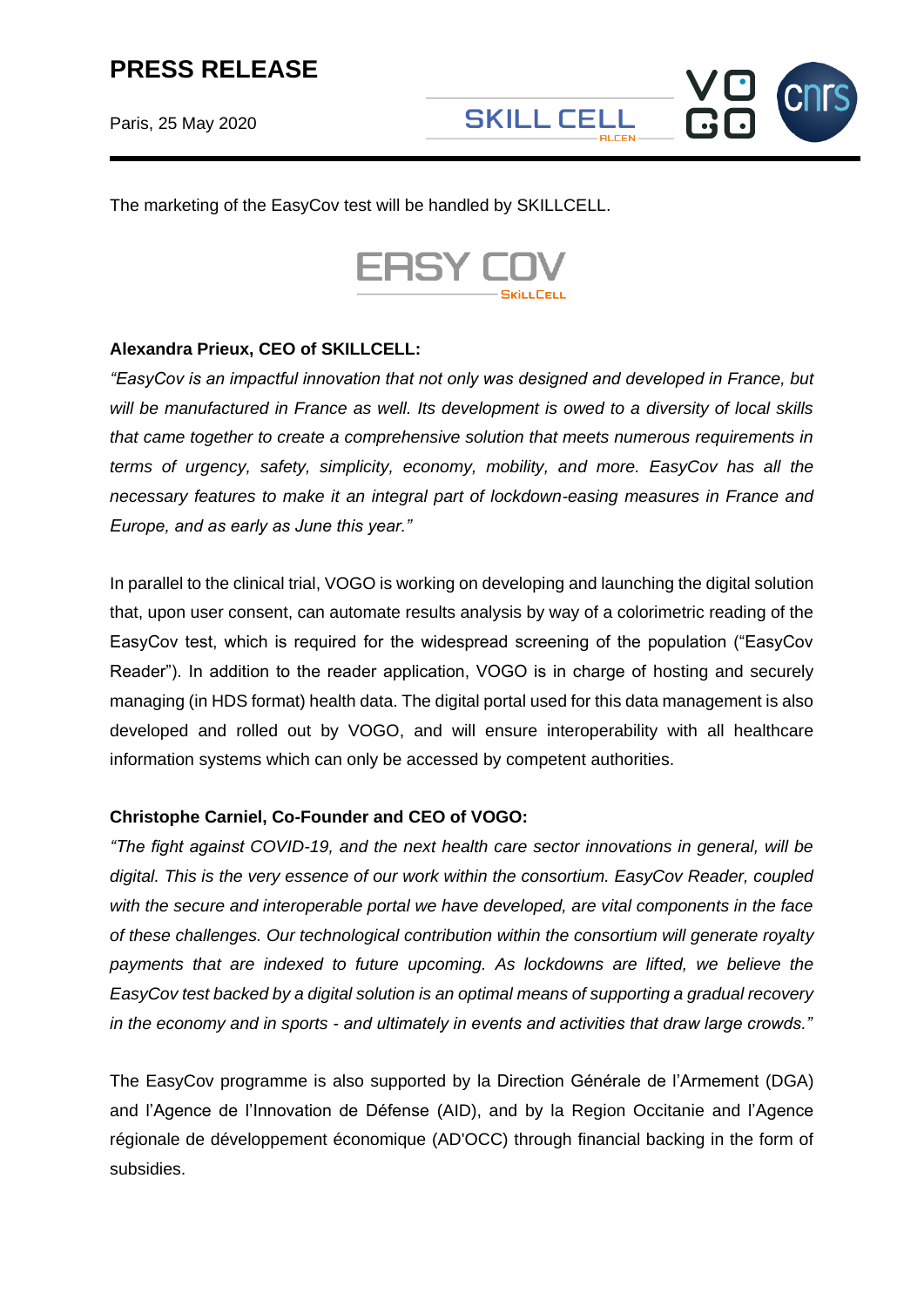The marketing of the EasyCov test will be handled by SKILLCELL.

**Alexandra Prieux, CEO of SKILLCELL:**

*"EasyCov is an impactful innovation that not only was designed and developed in France, but will be manufactured in France as well. Its development is owed to a diversity of local skills that came together to create a comprehensive solution that meets numerous requirements in terms of urgency, safety, simplicity, economy, mobility, and more. EasyCov has all the necessary features to make it an integral part of lockdown-easing measures in France and Europe, and as early as June this year."*

In parallel to the clinical trial, VOGO is working on developing and launching the digital solution that, upon user consent, can automate results analysis by way of a colorimetric reading of the EasyCov test, which is required for the widespread screening of the population ("EasyCov Reader"). In addition to the reader application, VOGO is in charge of hosting and securely managing (in HDS format) health data. The digital portal used for this data management is also developed and rolled out by VOGO, and will ensure interoperability with all healthcare information systems which can only be accessed by competent authorities.

**Christophe Carniel, Co-Founder and CEO of VOGO:**

*"The fight against COVID-19, and the next health care sector innovations in general, will be digital. This is the very essence of our work within the consortium. EasyCov Reader, coupled with the secure and interoperable portal we have developed, are vital components in the face of these challenges. Our technological contribution within the consortium will generate royalty payments that are indexed to future upcoming. As lockdowns are lifted, we believe the EasyCov test backed by a digital solution is an optimal means of supporting a gradual recovery in the economy and in sports - and ultimately in events and activities that draw large crowds."*

The EasyCov programme is also supported by la Direction Générale de l'Armement (DGA) and l'Agence de l'Innovation de Défense (AID), and by la Region Occitanie and l'Agence régionale de développement économique (AD'OCC) through financial backing in the form of subsidies.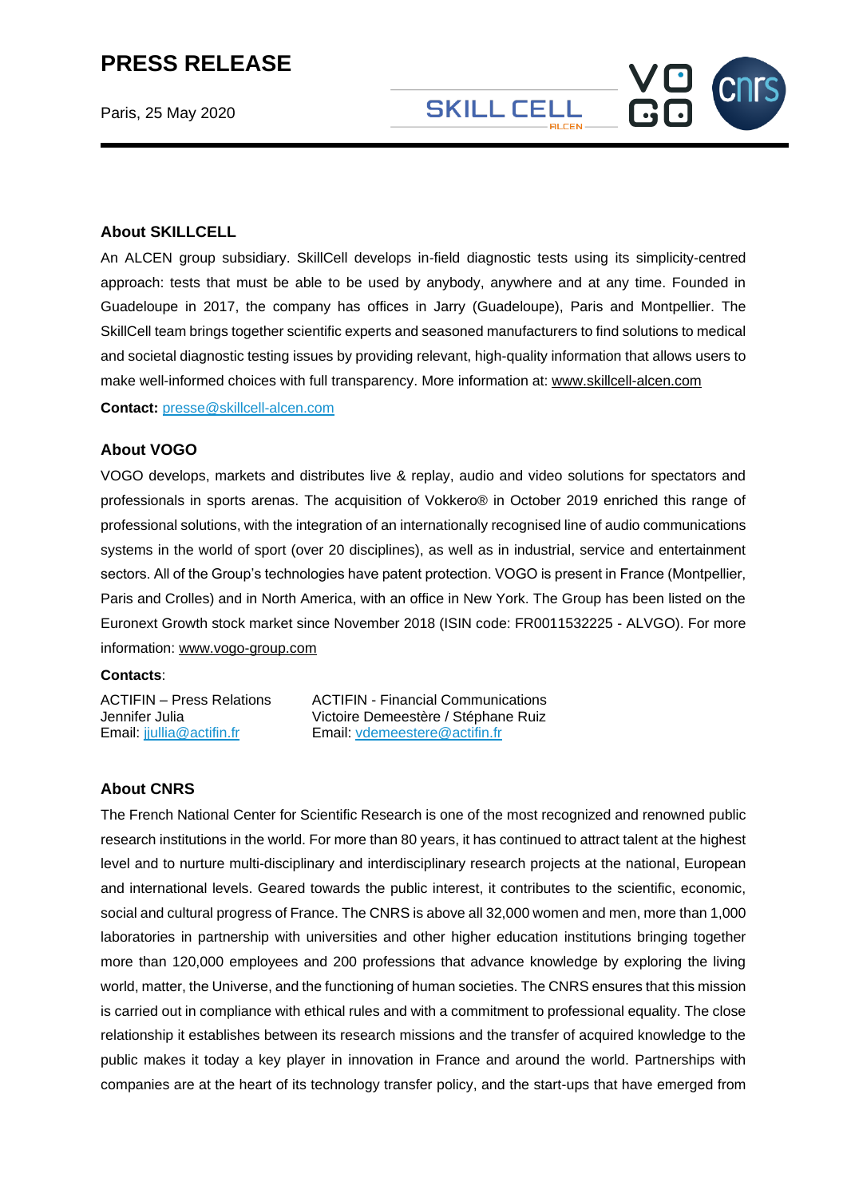# PRESS RELEASE

Paris, 25 May 2020

## About SKILLCELL

An ALCEN group subsidiary. SkillCell develops in-field diagnostic tests using its simplicity-centred approach: tests that must be able to be used by anybody, anywhere and at any time. Founded in Guadeloupe in 2017, the company has offices in Jarry (Guadeloupe), Paris and Montpellier. The SkillCell team brings together scientific experts and seasoned manufacturers to find solutions to medical and societal diagnostic testing issues by providing relevant, high-quality information that allows users to make well-informed choices with full transparency. More information at: www.skillcell-alcen.com

**Contact:** presse@skillcell-alcen.com

## About VOGO

VOGO develops, markets and distributes live & replay, audio and video solutions for spectators and professionals in sports arenas. The acquisition of Vokkero® in October 2019 enriched this range of professional solutions, with the integration of an internationally recognised line of audio communications systems in the world of sport (over 20 disciplines), as well as in industrial, service and entertainment sectors. All of the Group's technologies have patent protection. VOGO is present in France (Montpellier, Paris and Crolles) and in North America, with an office in New York. The Group has been listed on the Euronext Growth stock market since November 2018 (ISIN code: FR0011532225 - ALVGO). For more information: www.vogo-group.com

**Contacts**:

ACTIFIN – Press Relations
Jennifer Julia
Email: jjullia@actifin.fr

ACTIFIN - Financial Communications
Victoire Demeestère / Stéphane Ruiz
Email: vdemeestere@actifin.fr

## About CNRS

The French National Center for Scientific Research is one of the most recognized and renowned public research institutions in the world. For more than 80 years, it has continued to attract talent at the highest level and to nurture multi-disciplinary and interdisciplinary research projects at the national, European and international levels. Geared towards the public interest, it contributes to the scientific, economic, social and cultural progress of France. The CNRS is above all 32,000 women and men, more than 1,000 laboratories in partnership with universities and other higher education institutions bringing together more than 120,000 employees and 200 professions that advance knowledge by exploring the living world, matter, the Universe, and the functioning of human societies. The CNRS ensures that this mission is carried out in compliance with ethical rules and with a commitment to professional equality. The close relationship it establishes between its research missions and the transfer of acquired knowledge to the public makes it today a key player in innovation in France and around the world. Partnerships with companies are at the heart of its technology transfer policy, and the start-ups that have emerged from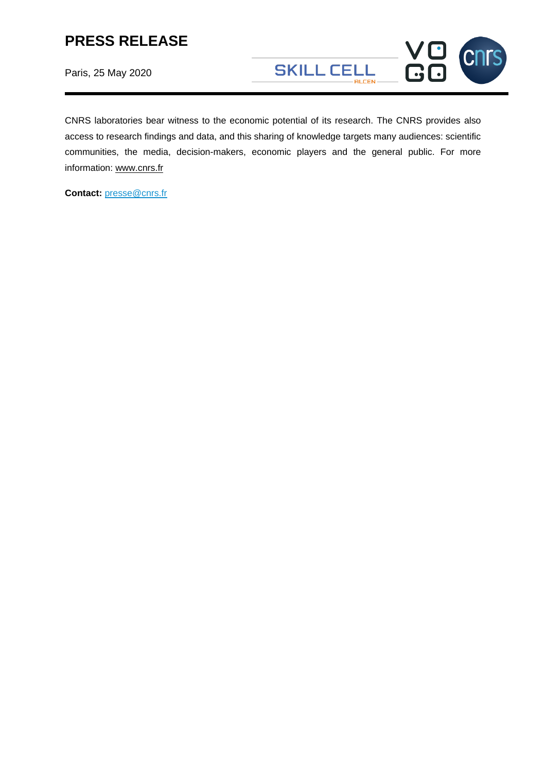# PRESS RELEASE

Paris, 25 May 2020

CNRS laboratories bear witness to the economic potential of its research. The CNRS provides also access to research findings and data, and this sharing of knowledge targets many audiences: scientific communities, the media, decision-makers, economic players and the general public. For more information: www.cnrs.fr

**Contact:** presse@cnrs.fr